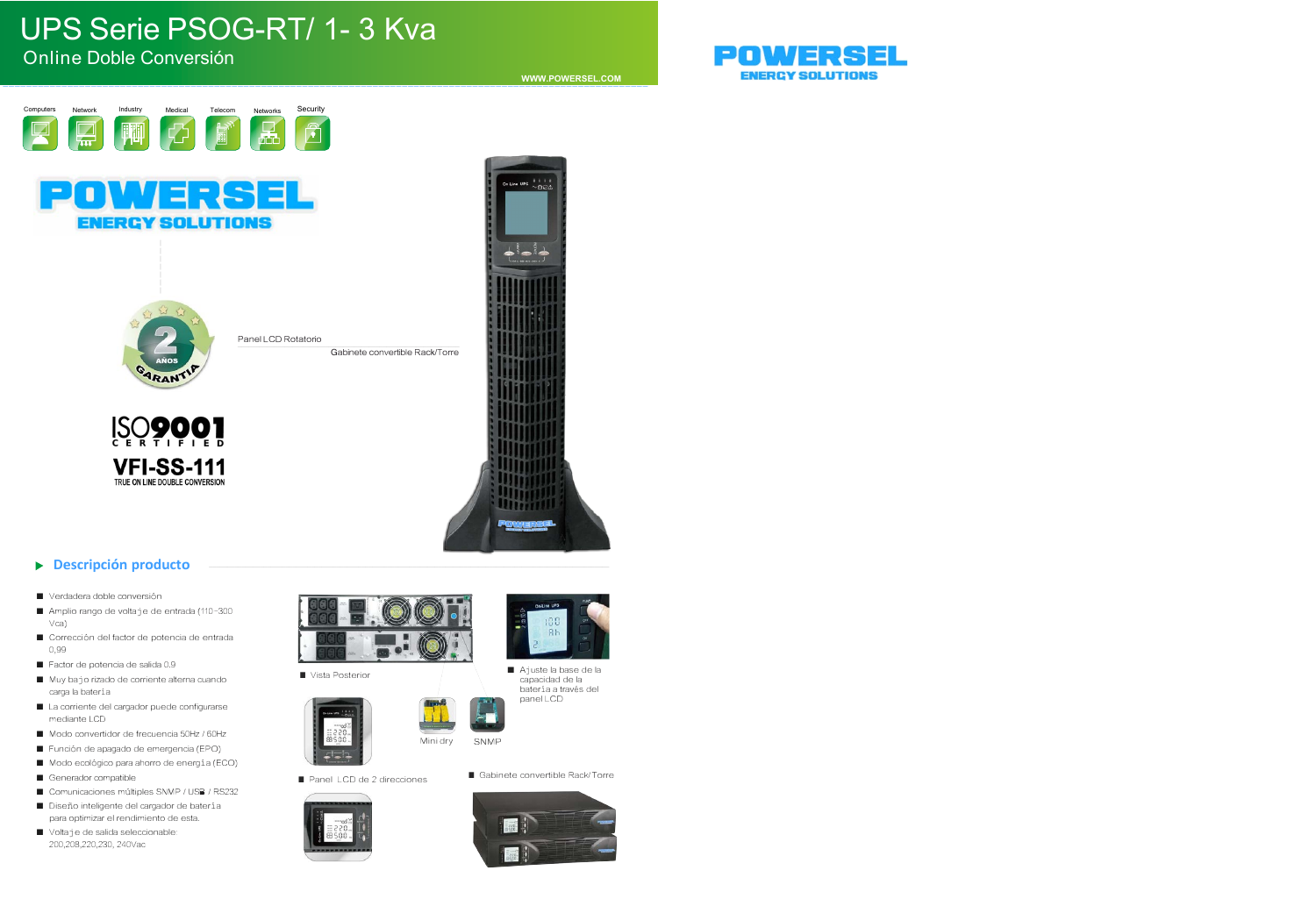# UPS Serie PSOG-RT/ 1- 3 Kva

## Online Doble Conversión

WWW.POWERSEL.COM

POWERSEL ENERGY SOLUTIONS

Computers | Network | Industry | Medical | Telecom | Networks | Security

2 AÑOS GARANTIA

ISO9001 CERTIFIED

VFI-SS-111
TRUE ON LINE DOUBLE CONVERSION

Panel LCD Rotatorio

Gabinete convertible Rack/Torre

## Descripción producto

- Verdadera doble conversión
- Amplio rango de voltaje de entrada (110~300 Vca)
- Corrección del factor de potencia de entrada 0,99
- Factor de potencia de salida 0.9
- Muy bajo rizado de corriente alterna cuando carga la batería
- La corriente del cargador puede configurarse mediante LCD
- Modo convertidor de frecuencia 50Hz / 60Hz
- Función de apagado de emergencia (EPO)
- Modo ecológico para ahorro de energía (ECO)
- Generador compatible
- Comunicaciones múltiples SNMP / USB / RS232
- Diseño inteligente del cargador de batería para optimizar el rendimiento de esta.
- Voltaje de salida seleccionable: 200,208,220,230, 240Vac

- Vista Posterior
- Ajuste la base de la capacidad de la batería a través del panel LCD

Mini dry

SNMP

- Panel LCD de 2 direcciones
- Gabinete convertible Rack/Torre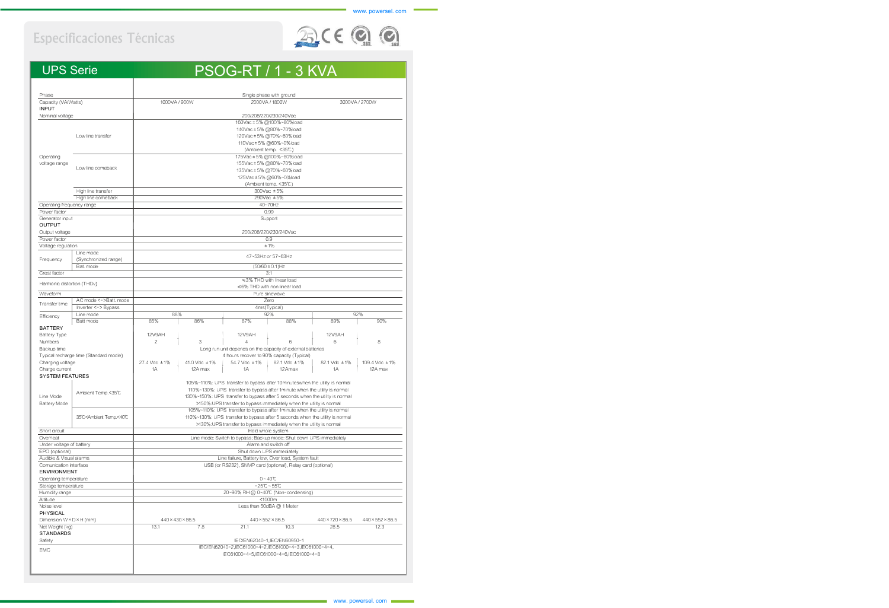# Especificaciones Técnicas

## UPS Serie PSOG-RT / 1 - 3 KVA

| | | | | | | | |
|---|---|---|---|---|---|---|---|
| Phase | | Single phase with ground | | | | | |
| Capacity (VA/Watts) | | 1000VA / 900W | | 2000VA / 1800W | | 3000VA / 2700W | |
| **INPUT** | | | | | | | |
| Nominal voltage | | 200/208/220/230/240Vac | | | | | |
| Operating voltage range | Low line transfer | 160Vac ± 5% @100%~80%load<br>140Vac ± 5% @80%~70%load<br>120Vac ± 5% @70%~60%load<br>110Vac ± 5% @60%~0%load<br>(Ambient temp. <35℃) | | | | | |
| | Low line comeback | 175Vac ± 5% @100%~80%load<br>155Vac ± 5% @80%~70%load<br>135Vac ± 5% @70%~60%load<br>125Vac ± 5% @60%~0%load<br>(Ambient temp. <35℃) | | | | | |
| | High line transfer | 300Vac ± 5% | | | | | |
| | High line comeback | 290Vac ± 5% | | | | | |
| Operating frequency range | | 40~70Hz | | | | | |
| Power factor | | 0.99 | | | | | |
| Generator input | | Support | | | | | |
| **OUTPUT** | | | | | | | |
| Output voltage | | 200/208/220/230/240Vac | | | | | |
| Power factor | | 0.9 | | | | | |
| Voltage regulation | | ± 1% | | | | | |
| Frequency | Line mode (Synchronized range) | 47~53Hz or 57~63Hz | | | | | |
| | Bat. mode | (50/60 ± 0.1)Hz | | | | | |
| Crest factor | | 3:1 | | | | | |
| Harmonic distortion (THDv) | | ≤3% THD with linear load<br>≤6% THD with non linear load | | | | | |
| Waveform | | Pure sinewave | | | | | |
| Transfer time | AC mode <->Batt. mode | Zero | | | | | |
| | Inverter <-> Bypass | 4ms(Typical) | | | | | |
| Efficiency | Line mode | 88% | | 92% | | 92% | |
| | Batt mode | 85% | 86% | 87% | 88% | 89% | 90% |
| **BATTERY** | | | | | | | |
| Battery Type | | 12V9AH | | 12V9AH | | 12V9AH | |
| Numbers | | 2 | 3 | 4 | 6 | 6 | 8 |
| Backup time | | Long run unit depends on the capacity of external batteries | | | | | |
| Typical recharge time (Standard mode) | | 4 hours recover to 90% capacity (Typical) | | | | | |
| Charging voltage | | 27.4 Vdc ± 1% | 41.0 Vdc ± 1% | 54.7 Vdc ± 1% | 82.1 Vdc ± 1% | 82.1 Vdc ± 1% | 109.4 Vdc ± 1% |
| Charge current | | 1A | 12A max | 1A | 12Amax | 1A | 12A max |
| **SYSTEM FEATURES** | | | | | | | |
| Line Mode Battery Mode | Ambient Temp.<35℃ | 105%~110%: UPS transfer to bypass after 10minuteswhen the utility is normal<br>110%~130%: UPS transfer to bypass after 1minute when the utility is normal<br>130%~150%: UPS transfer to bypass after 5 seconds when the utility is normal<br>>150%:UPS transfer to bypass immediately when the utility is normal | | | | | |
| | 35℃<Ambient Temp.<40℃ | 105%~110%: UPS transfer to bypass after 1minute when the utility is normal<br>110%~130%: UPS transfer to bypass after 5 seconds when the utility is normal<br>>130%:UPS transfer to bypass immediately when the utility is normal | | | | | |
| Short circuit | | Hold whole system | | | | | |
| Overheat | | Line mode: Switch to bypass; Backup mode: Shut down UPS immediately | | | | | |
| Under voltage of battery | | Alarm and switch off | | | | | |
| EPO (optional) | | Shut down UPS immediately | | | | | |
| Audible & Visual alarms | | Line failure, Battery low, Over load, System fault | | | | | |
| Comunication interface | | USB (or RS232), SNMP card (optional), Relay card (optional) | | | | | |
| **ENVIRONMENT** | | | | | | | |
| Operating temperature | | 0 ~ 40℃ | | | | | |
| Storage temperature | | -25℃ ~ 55℃ | | | | | |
| Humidity range | | 20~90% RH @ 0~40℃ (Non-condensing) | | | | | |
| Altitude | | <1000m | | | | | |
| Noise level | | Less than 50dBA @ 1 Meter | | | | | |
| **PHYSICAL** | | | | | | | |
| Dimension W × D × H (mm) | | 440 × 430 × 86.5 | | 440 × 552 × 86.5 | | 440 × 720 × 86.5 | 440 × 552 × 86.5 |
| Net Weight (kg) | | 13.1 | 7.8 | 21.1 | 10.3 | 28.5 | 12.3 |
| **STANDARDS** | | | | | | | |
| Safety | | IEC/EN62040-1,IEC/EN60950-1 | | | | | |
| EMC | | IEC/EN62040-2,IEC61000-4-2,IEC61000-4-3,IEC61000-4-4,<br>IEC61000-4-5,IEC61000-4-6,IEC61000-4-8 | | | | | |